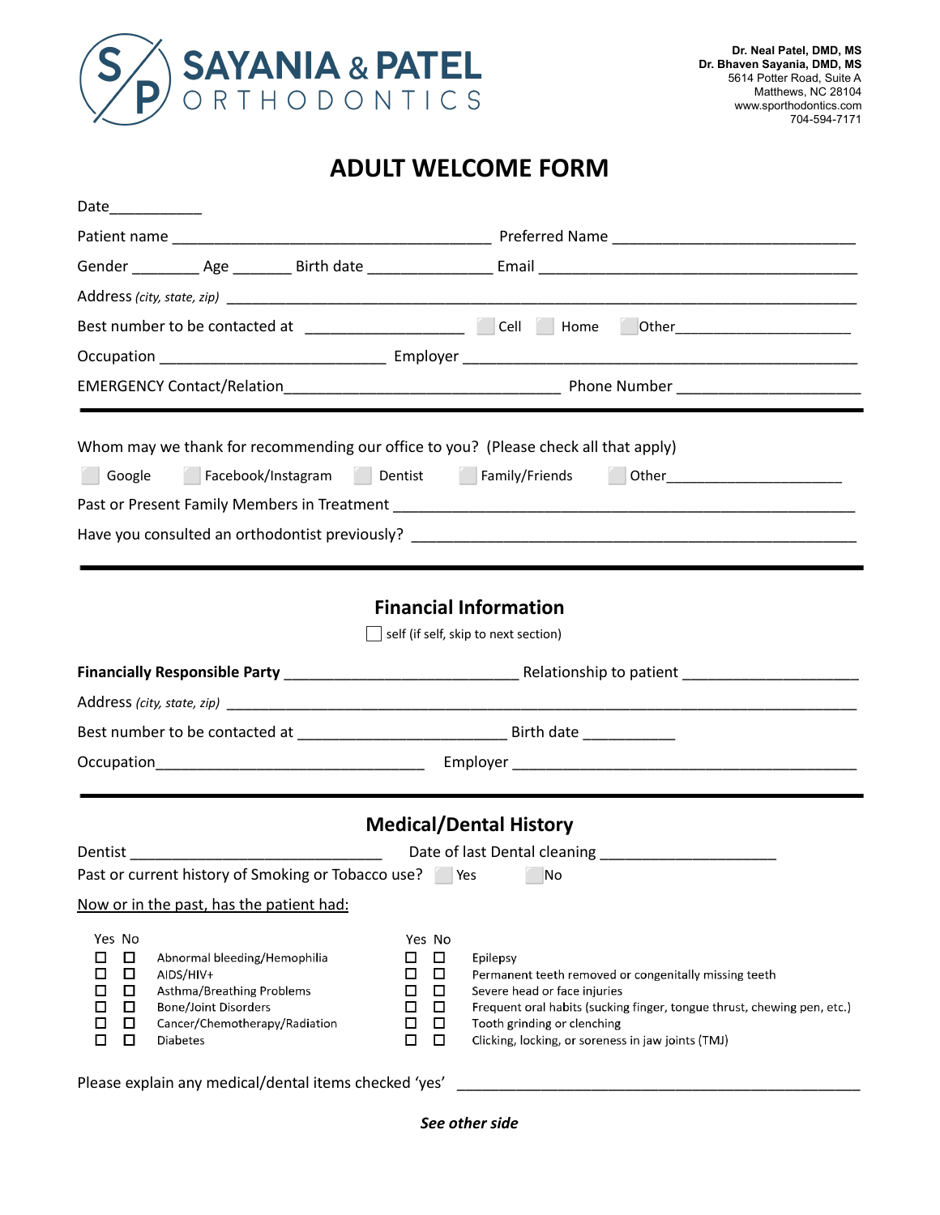**SAYANIA & PATEL ORTHODONTICS**

Dr. Neal Patel, DMD, MS
Dr. Bhaven Sayania, DMD, MS
5614 Potter Road, Suite A
Matthews, NC 28104
www.sporthodontics.com
704-594-7171

# ADULT WELCOME FORM

Date___________

Patient name ______________________________________ Preferred Name _____________________________

Gender ________ Age _______ Birth date _______________ Email ________________________________________

Address *(city, state, zip)* ______________________________________________________________________________

Best number to be contacted at ___________________ ☐ Cell ☐ Home ☐ Other_____________________

Occupation ___________________________ Employer _______________________________________________

EMERGENCY Contact/Relation_________________________________ Phone Number ______________________

---

Whom may we thank for recommending our office to you? (Please check all that apply)

☐ Google ☐ Facebook/Instagram ☐ Dentist ☐ Family/Friends ☐ Other_____________________

Past or Present Family Members in Treatment ____________________________________________________

Have you consulted an orthodontist previously? __________________________________________________

---

## Financial Information

☐ self (if self, skip to next section)

**Financially Responsible Party** ____________________________ Relationship to patient _____________________

Address *(city, state, zip)* ______________________________________________________________________________

Best number to be contacted at _________________________ Birth date ___________

Occupation________________________________ Employer __________________________________________

---

## Medical/Dental History

Dentist ______________________________ Date of last Dental cleaning ____________________

Past or current history of Smoking or Tobacco use? ☐ Yes ☐ No

<u>Now or in the past, has the patient had:</u>

| Yes | No | | Yes | No | |
|---|---|---|---|---|---|
| ☐ | ☐ | Abnormal bleeding/Hemophilia | ☐ | ☐ | Epilepsy |
| ☐ | ☐ | AIDS/HIV+ | ☐ | ☐ | Permanent teeth removed or congenitally missing teeth |
| ☐ | ☐ | Asthma/Breathing Problems | ☐ | ☐ | Severe head or face injuries |
| ☐ | ☐ | Bone/Joint Disorders | ☐ | ☐ | Frequent oral habits (sucking finger, tongue thrust, chewing pen, etc.) |
| ☐ | ☐ | Cancer/Chemotherapy/Radiation | ☐ | ☐ | Tooth grinding or clenching |
| ☐ | ☐ | Diabetes | ☐ | ☐ | Clicking, locking, or soreness in jaw joints (TMJ) |

Please explain any medical/dental items checked 'yes' _______________________________________________

***See other side***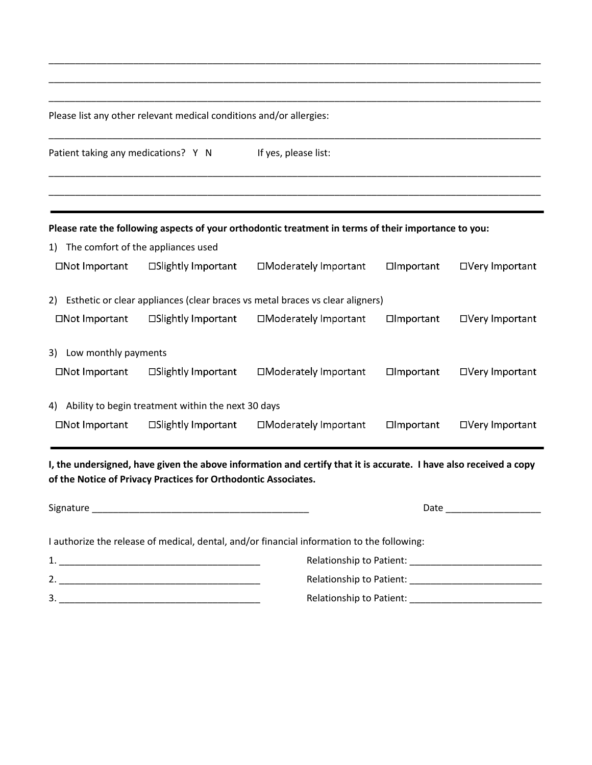______________________________________________________________________________________

______________________________________________________________________________________

______________________________________________________________________________________

Please list any other relevant medical conditions and/or allergies:

______________________________________________________________________________________

Patient taking any medications? Y N If yes, please list:

______________________________________________________________________________________

______________________________________________________________________________________

---

**Please rate the following aspects of your orthodontic treatment in terms of their importance to you:**

1) The comfort of the appliances used

☐Not Important ☐Slightly Important ☐Moderately Important ☐Important ☐Very Important

2) Esthetic or clear appliances (clear braces vs metal braces vs clear aligners)

☐Not Important ☐Slightly Important ☐Moderately Important ☐Important ☐Very Important

3) Low monthly payments

☐Not Important ☐Slightly Important ☐Moderately Important ☐Important ☐Very Important

4) Ability to begin treatment within the next 30 days

☐Not Important ☐Slightly Important ☐Moderately Important ☐Important ☐Very Important

---

**I, the undersigned, have given the above information and certify that it is accurate. I have also received a copy of the Notice of Privacy Practices for Orthodontic Associates.**

Signature __________________________________________ Date __________________

I authorize the release of medical, dental, and/or financial information to the following:

1. ______________________________________ Relationship to Patient: _________________________
2. ______________________________________ Relationship to Patient: _________________________
3. ______________________________________ Relationship to Patient: _________________________